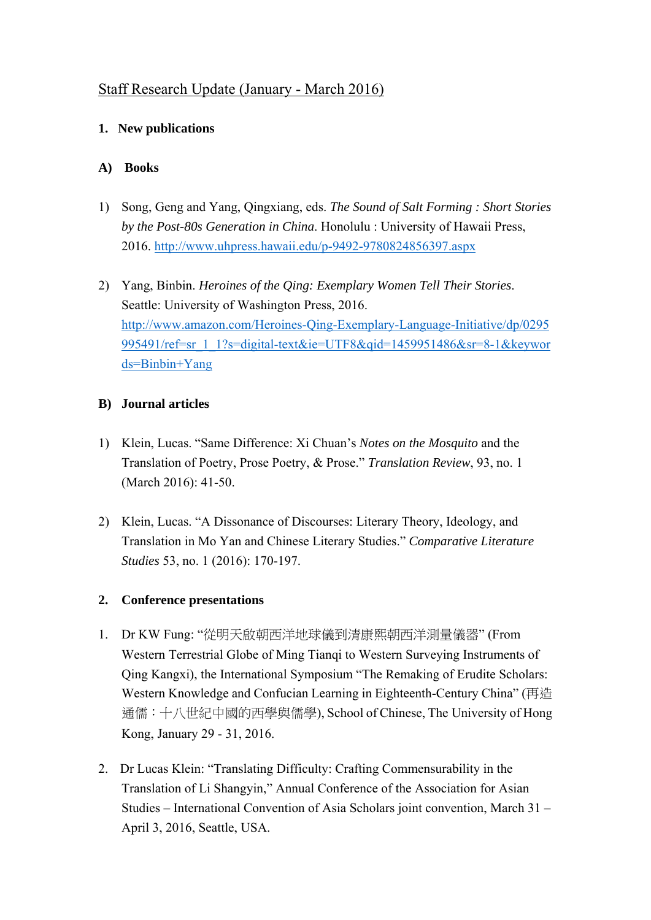# Staff Research Update (January - March 2016)

## 1. New publications

### A) Books

1) Song, Geng and Yang, Qingxiang, eds. *The Sound of Salt Forming : Short Stories by the Post-80s Generation in China*. Honolulu : University of Hawaii Press, 2016. http://www.uhpress.hawaii.edu/p-9492-9780824856397.aspx

2) Yang, Binbin. *Heroines of the Qing: Exemplary Women Tell Their Stories*. Seattle: University of Washington Press, 2016. http://www.amazon.com/Heroines-Qing-Exemplary-Language-Initiative/dp/0295995491/ref=sr_1_1?s=digital-text&ie=UTF8&qid=1459951486&sr=8-1&keywords=Binbin+Yang

### B) Journal articles

1) Klein, Lucas. "Same Difference: Xi Chuan's *Notes on the Mosquito* and the Translation of Poetry, Prose Poetry, & Prose." *Translation Review*, 93, no. 1 (March 2016): 41-50.

2) Klein, Lucas. "A Dissonance of Discourses: Literary Theory, Ideology, and Translation in Mo Yan and Chinese Literary Studies." *Comparative Literature Studies* 53, no. 1 (2016): 170-197.

## 2. Conference presentations

1. Dr KW Fung: "從明天啟朝西洋地球儀到清康熙朝西洋測量儀器" (From Western Terrestrial Globe of Ming Tianqi to Western Surveying Instruments of Qing Kangxi), the International Symposium "The Remaking of Erudite Scholars: Western Knowledge and Confucian Learning in Eighteenth-Century China" (再造通儒：十八世紀中國的西學與儒學), School of Chinese, The University of Hong Kong, January 29 - 31, 2016.

2. Dr Lucas Klein: "Translating Difficulty: Crafting Commensurability in the Translation of Li Shangyin," Annual Conference of the Association for Asian Studies – International Convention of Asia Scholars joint convention, March 31 – April 3, 2016, Seattle, USA.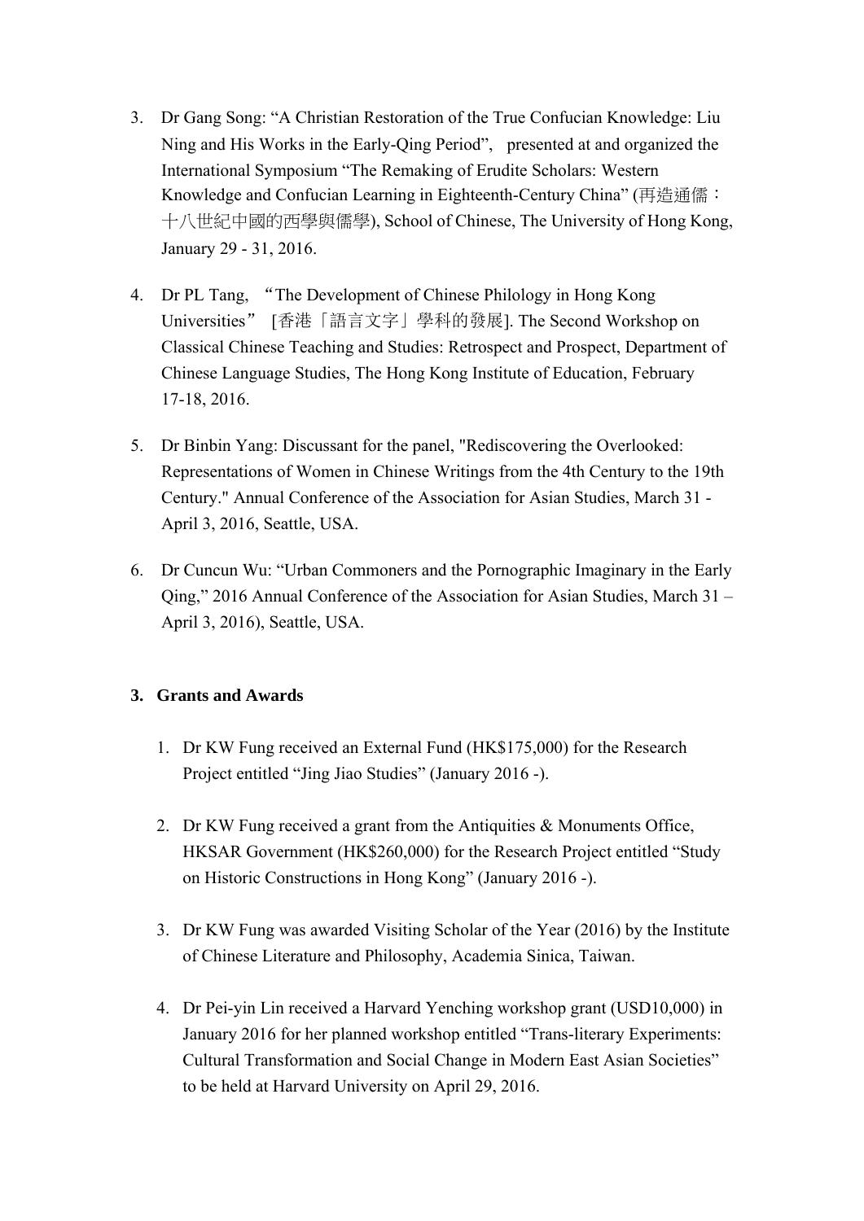3. Dr Gang Song: “A Christian Restoration of the True Confucian Knowledge: Liu Ning and His Works in the Early-Qing Period”, presented at and organized the International Symposium “The Remaking of Erudite Scholars: Western Knowledge and Confucian Learning in Eighteenth-Century China” (再造通儒：十八世紀中國的西學與儒學), School of Chinese, The University of Hong Kong, January 29 - 31, 2016.

4. Dr PL Tang, “The Development of Chinese Philology in Hong Kong Universities” [香港「語言文字」學科的發展]. The Second Workshop on Classical Chinese Teaching and Studies: Retrospect and Prospect, Department of Chinese Language Studies, The Hong Kong Institute of Education, February 17-18, 2016.

5. Dr Binbin Yang: Discussant for the panel, "Rediscovering the Overlooked: Representations of Women in Chinese Writings from the 4th Century to the 19th Century." Annual Conference of the Association for Asian Studies, March 31 - April 3, 2016, Seattle, USA.

6. Dr Cuncun Wu: “Urban Commoners and the Pornographic Imaginary in the Early Qing,” 2016 Annual Conference of the Association for Asian Studies, March 31 – April 3, 2016), Seattle, USA.

### 3. Grants and Awards

1. Dr KW Fung received an External Fund (HK$175,000) for the Research Project entitled “Jing Jiao Studies” (January 2016 -).

2. Dr KW Fung received a grant from the Antiquities & Monuments Office, HKSAR Government (HK$260,000) for the Research Project entitled “Study on Historic Constructions in Hong Kong” (January 2016 -).

3. Dr KW Fung was awarded Visiting Scholar of the Year (2016) by the Institute of Chinese Literature and Philosophy, Academia Sinica, Taiwan.

4. Dr Pei-yin Lin received a Harvard Yenching workshop grant (USD10,000) in January 2016 for her planned workshop entitled “Trans-literary Experiments: Cultural Transformation and Social Change in Modern East Asian Societies” to be held at Harvard University on April 29, 2016.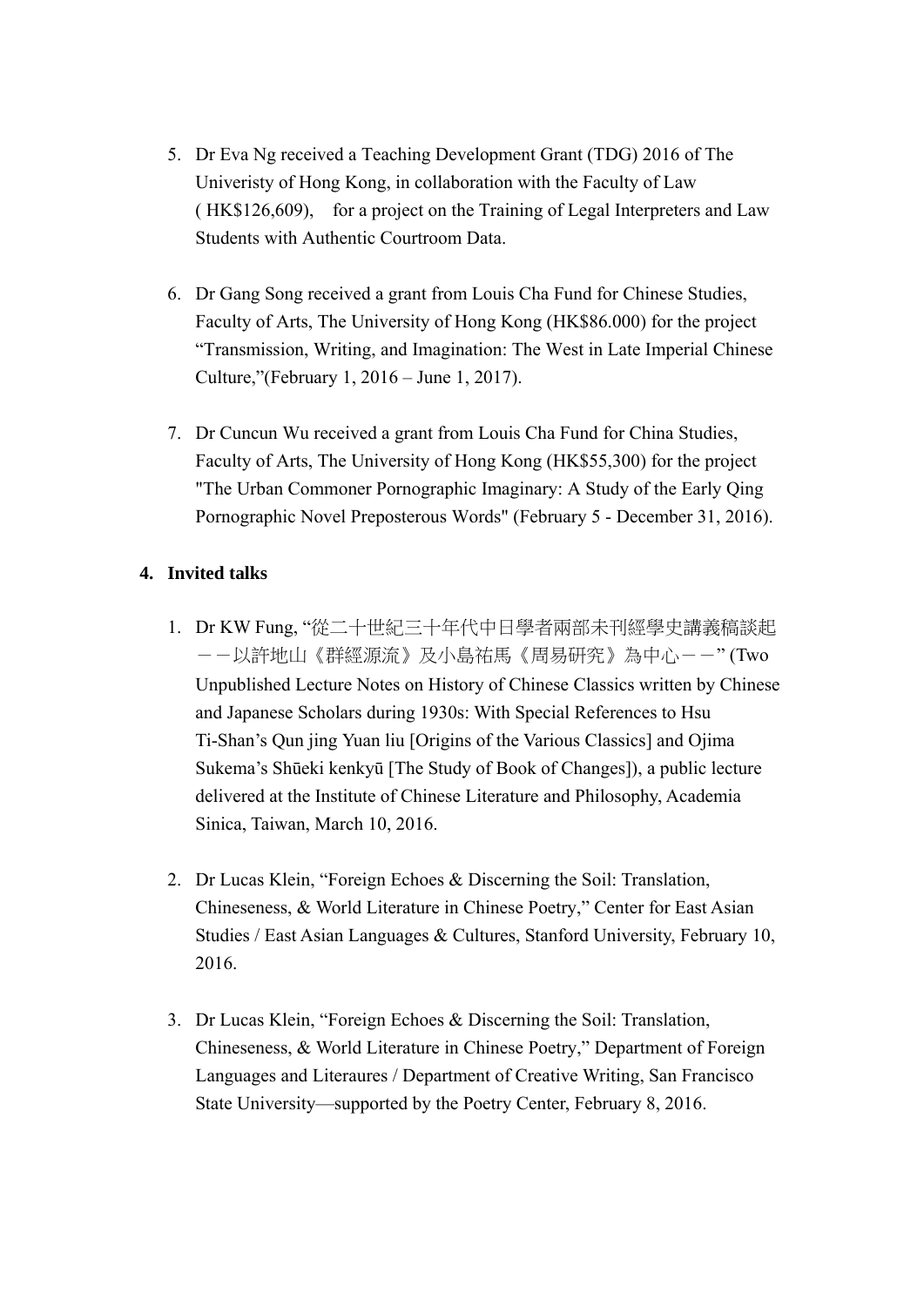5. Dr Eva Ng received a Teaching Development Grant (TDG) 2016 of The Univeristy of Hong Kong, in collaboration with the Faculty of Law ( HK$126,609),   for a project on the Training of Legal Interpreters and Law Students with Authentic Courtroom Data.

6. Dr Gang Song received a grant from Louis Cha Fund for Chinese Studies, Faculty of Arts, The University of Hong Kong (HK$86.000) for the project "Transmission, Writing, and Imagination: The West in Late Imperial Chinese Culture,"(February 1, 2016 – June 1, 2017).

7. Dr Cuncun Wu received a grant from Louis Cha Fund for China Studies, Faculty of Arts, The University of Hong Kong (HK$55,300) for the project "The Urban Commoner Pornographic Imaginary: A Study of the Early Qing Pornographic Novel Preposterous Words" (February 5 - December 31, 2016).

**4. Invited talks**

1. Dr KW Fung, "從二十世紀三十年代中日學者兩部未刊經學史講義稿談起－－以許地山《群經源流》及小島祐馬《周易研究》為中心－－" (Two Unpublished Lecture Notes on History of Chinese Classics written by Chinese and Japanese Scholars during 1930s: With Special References to Hsu Ti-Shan's Qun jing Yuan liu [Origins of the Various Classics] and Ojima Sukema's Shūeki kenkyū [The Study of Book of Changes]), a public lecture delivered at the Institute of Chinese Literature and Philosophy, Academia Sinica, Taiwan, March 10, 2016.

2. Dr Lucas Klein, "Foreign Echoes & Discerning the Soil: Translation, Chineseness, & World Literature in Chinese Poetry," Center for East Asian Studies / East Asian Languages & Cultures, Stanford University, February 10, 2016.

3. Dr Lucas Klein, "Foreign Echoes & Discerning the Soil: Translation, Chineseness, & World Literature in Chinese Poetry," Department of Foreign Languages and Literaures / Department of Creative Writing, San Francisco State University—supported by the Poetry Center, February 8, 2016.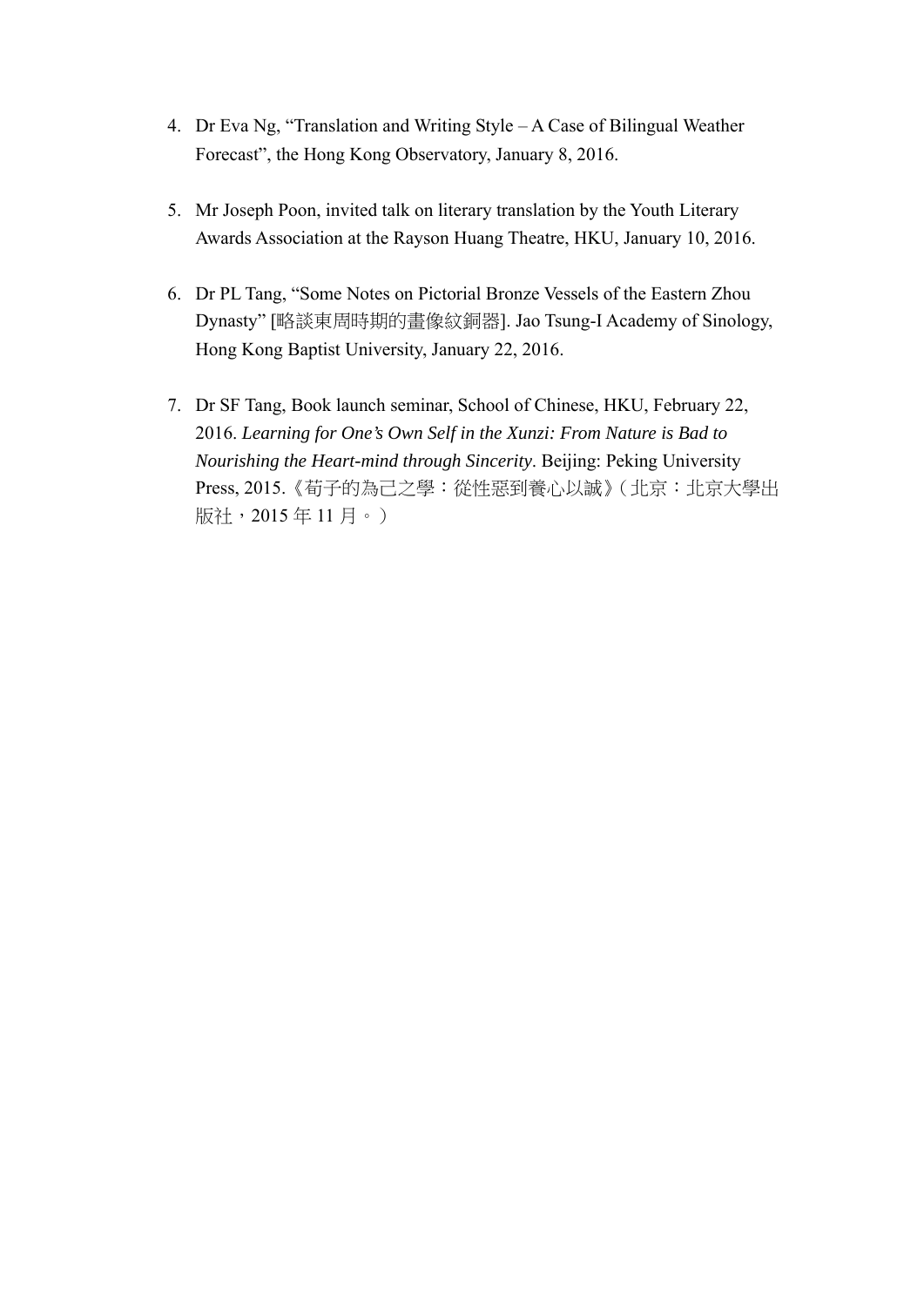4. Dr Eva Ng, "Translation and Writing Style – A Case of Bilingual Weather Forecast", the Hong Kong Observatory, January 8, 2016.

5. Mr Joseph Poon, invited talk on literary translation by the Youth Literary Awards Association at the Rayson Huang Theatre, HKU, January 10, 2016.

6. Dr PL Tang, "Some Notes on Pictorial Bronze Vessels of the Eastern Zhou Dynasty" [略談東周時期的畫像紋銅器]. Jao Tsung-I Academy of Sinology, Hong Kong Baptist University, January 22, 2016.

7. Dr SF Tang, Book launch seminar, School of Chinese, HKU, February 22, 2016. ***Learning for One's Own Self in the Xunzi: From Nature is Bad to Nourishing the Heart-mind through Sincerity***. Beijing: Peking University Press, 2015.《荀子的為己之學：從性惡到養心以誠》（北京：北京大學出版社，2015 年 11 月。）